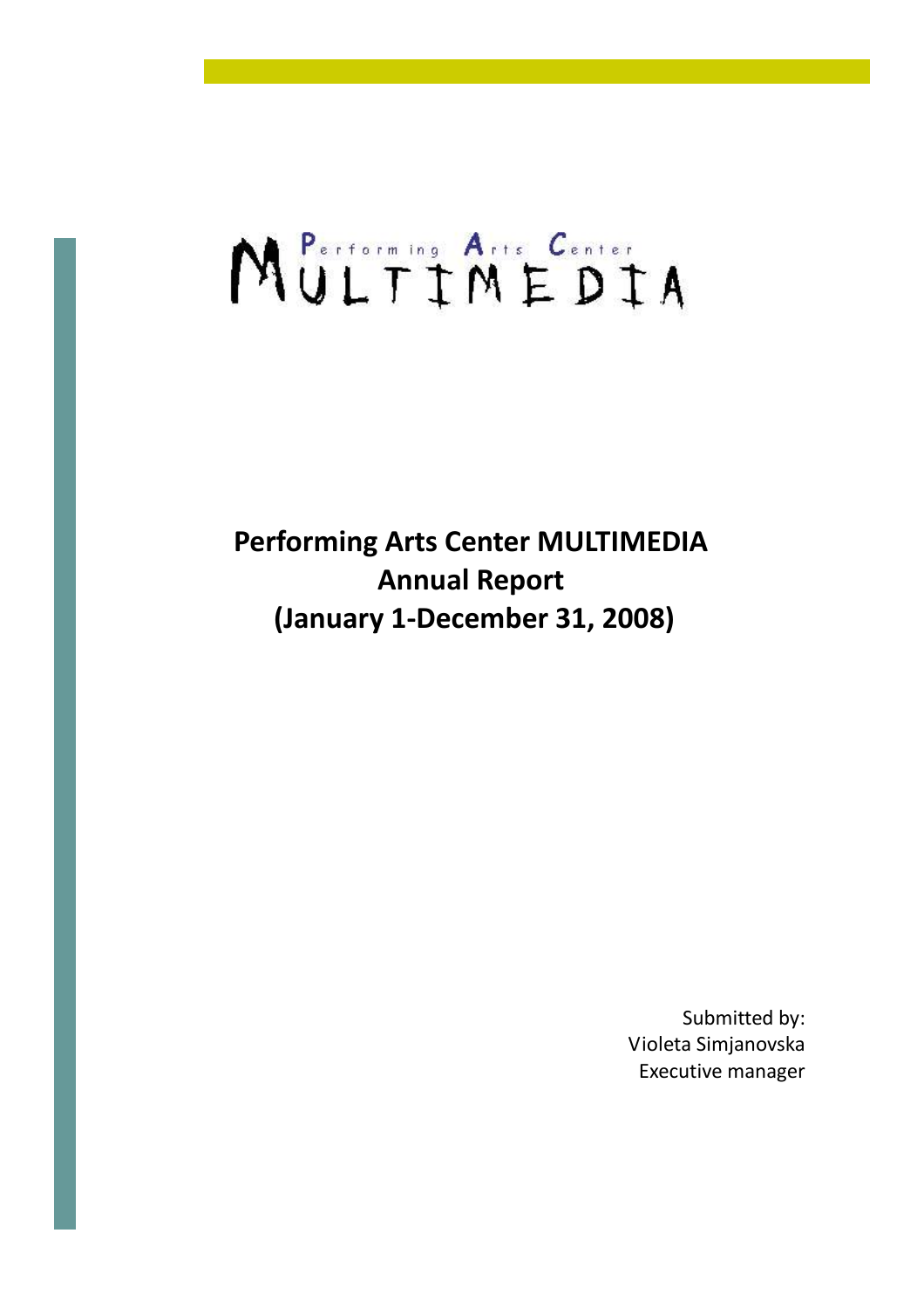Performing Arts Center MULTIMEDIA

# Performing Arts Center MULTIMEDIA Annual Report (January 1-December 31, 2008)

Submitted by:
Violeta Simjanovska
Executive manager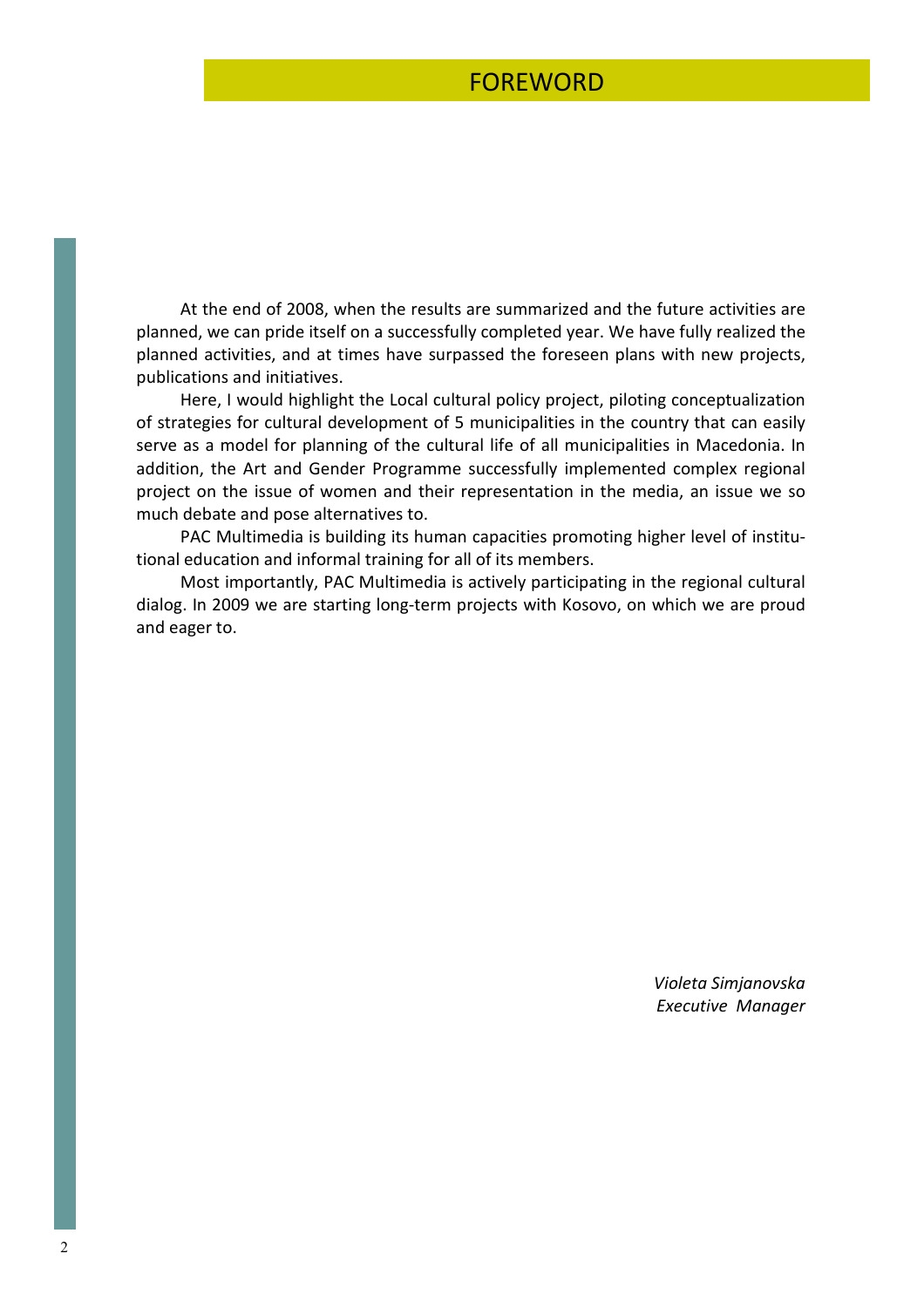# FOREWORD

At the end of 2008, when the results are summarized and the future activities are planned, we can pride itself on a successfully completed year. We have fully realized the planned activities, and at times have surpassed the foreseen plans with new projects, publications and initiatives.

Here, I would highlight the Local cultural policy project, piloting conceptualization of strategies for cultural development of 5 municipalities in the country that can easily serve as a model for planning of the cultural life of all municipalities in Macedonia. In addition, the Art and Gender Programme successfully implemented complex regional project on the issue of women and their representation in the media, an issue we so much debate and pose alternatives to.

PAC Multimedia is building its human capacities promoting higher level of institutional education and informal training for all of its members.

Most importantly, PAC Multimedia is actively participating in the regional cultural dialog. In 2009 we are starting long-term projects with Kosovo, on which we are proud and eager to.

*Violeta Simjanovska*
*Executive Manager*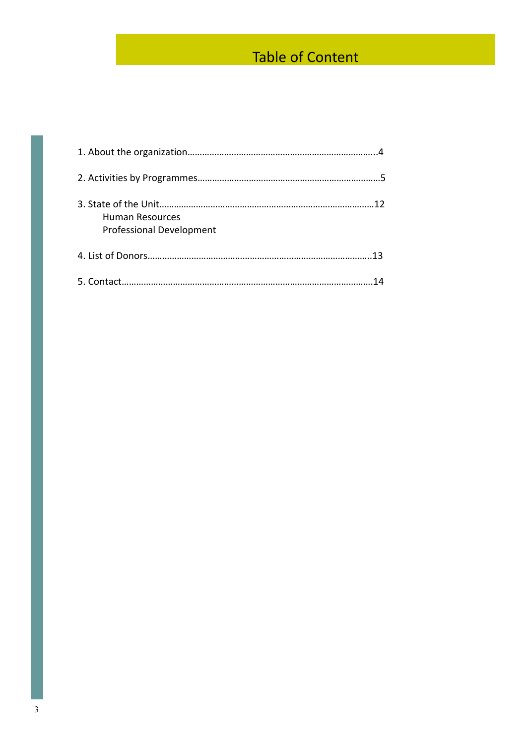# Table of Content

1. About the organization……………………………………………………………………..4

2. Activities by Programmes…………………………………………………………………5

3. State of the Unit…………………………………………………………………………….12
   - Human Resources
   - Professional Development

4. List of Donors………………………………………………………………………………..13

5. Contact…………………………………………………………………………………………14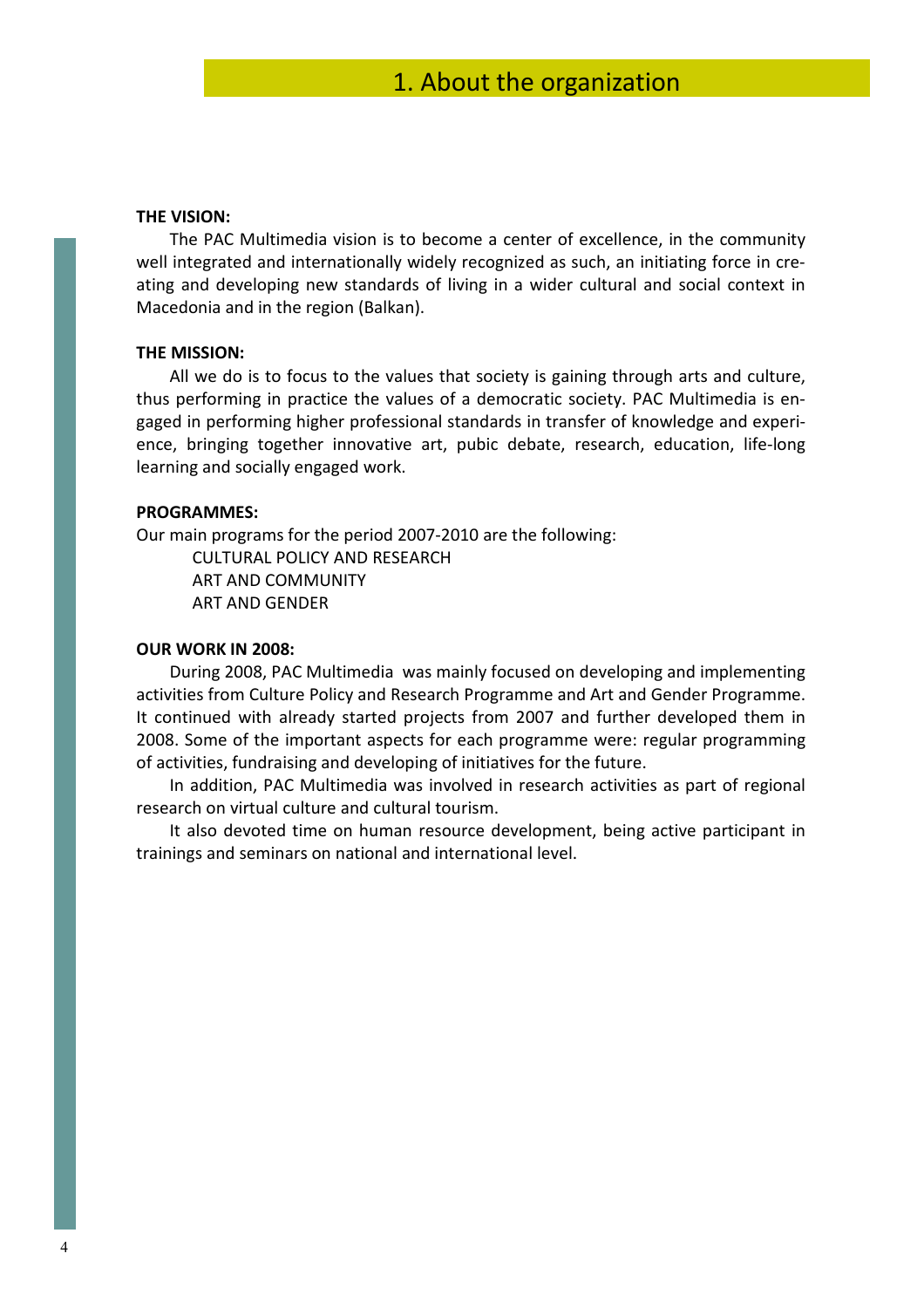# 1. About the organization

**THE VISION:**

The PAC Multimedia vision is to become a center of excellence, in the community well integrated and internationally widely recognized as such, an initiating force in creating and developing new standards of living in a wider cultural and social context in Macedonia and in the region (Balkan).

**THE MISSION:**

All we do is to focus to the values that society is gaining through arts and culture, thus performing in practice the values of a democratic society. PAC Multimedia is engaged in performing higher professional standards in transfer of knowledge and experience, bringing together innovative art, pubic debate, research, education, life-long learning and socially engaged work.

**PROGRAMMES:**

Our main programs for the period 2007-2010 are the following:

- CULTURAL POLICY AND RESEARCH
- ART AND COMMUNITY
- ART AND GENDER

**OUR WORK IN 2008:**

During 2008, PAC Multimedia was mainly focused on developing and implementing activities from Culture Policy and Research Programme and Art and Gender Programme. It continued with already started projects from 2007 and further developed them in 2008. Some of the important aspects for each programme were: regular programming of activities, fundraising and developing of initiatives for the future.

In addition, PAC Multimedia was involved in research activities as part of regional research on virtual culture and cultural tourism.

It also devoted time on human resource development, being active participant in trainings and seminars on national and international level.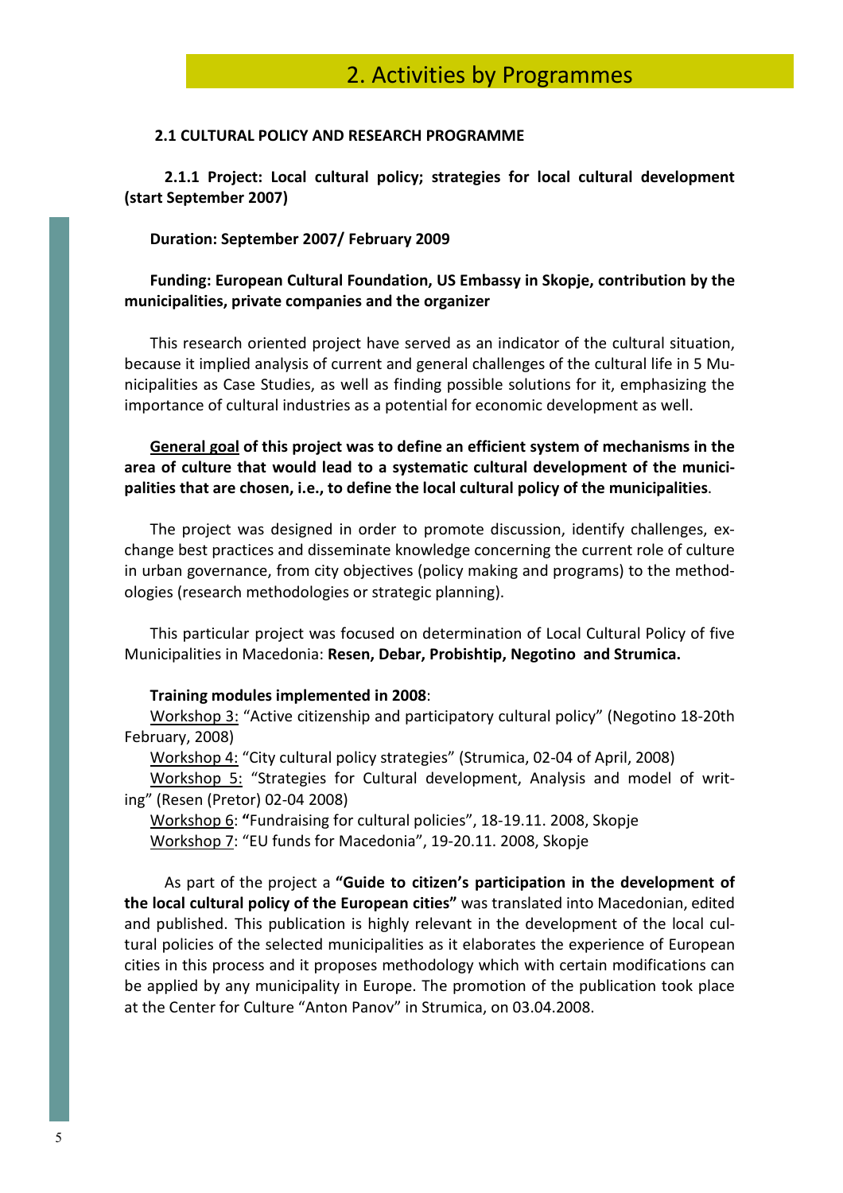# 2. Activities by Programmes

## 2.1 CULTURAL POLICY AND RESEARCH PROGRAMME

### 2.1.1 Project: Local cultural policy; strategies for local cultural development (start September 2007)

**Duration: September 2007/ February 2009**

**Funding: European Cultural Foundation, US Embassy in Skopje, contribution by the municipalities, private companies and the organizer**

This research oriented project have served as an indicator of the cultural situation, because it implied analysis of current and general challenges of the cultural life in 5 Municipalities as Case Studies, as well as finding possible solutions for it, emphasizing the importance of cultural industries as a potential for economic development as well.

**General goal of this project was to define an efficient system of mechanisms in the area of culture that would lead to a systematic cultural development of the municipalities that are chosen, i.e., to define the local cultural policy of the municipalities**.

The project was designed in order to promote discussion, identify challenges, exchange best practices and disseminate knowledge concerning the current role of culture in urban governance, from city objectives (policy making and programs) to the methodologies (research methodologies or strategic planning).

This particular project was focused on determination of Local Cultural Policy of five Municipalities in Macedonia: **Resen, Debar, Probishtip, Negotino and Strumica.**

**Training modules implemented in 2008**:

Workshop 3: "Active citizenship and participatory cultural policy" (Negotino 18-20th February, 2008)

Workshop 4: "City cultural policy strategies" (Strumica, 02-04 of April, 2008)

Workshop 5: "Strategies for Cultural development, Analysis and model of writing" (Resen (Pretor) 02-04 2008)

Workshop 6: **"**Fundraising for cultural policies", 18-19.11. 2008, Skopje

Workshop 7: "EU funds for Macedonia", 19-20.11. 2008, Skopje

As part of the project a **"Guide to citizen's participation in the development of the local cultural policy of the European cities"** was translated into Macedonian, edited and published. This publication is highly relevant in the development of the local cultural policies of the selected municipalities as it elaborates the experience of European cities in this process and it proposes methodology which with certain modifications can be applied by any municipality in Europe. The promotion of the publication took place at the Center for Culture "Anton Panov" in Strumica, on 03.04.2008.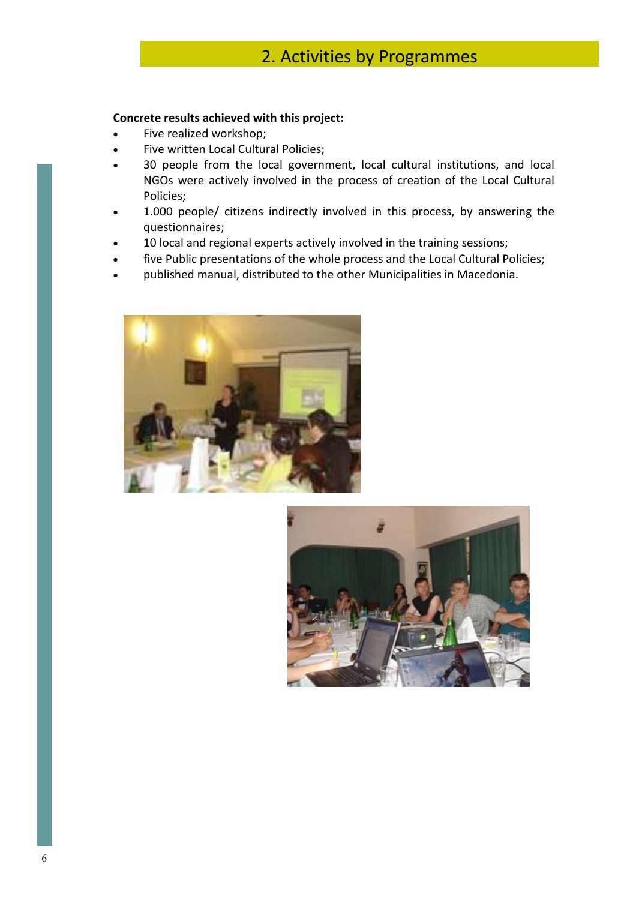## 2. Activities by Programmes

**Concrete results achieved with this project:**

- Five realized workshop;
- Five written Local Cultural Policies;
- 30 people from the local government, local cultural institutions, and local NGOs were actively involved in the process of creation of the Local Cultural Policies;
- 1.000 people/ citizens indirectly involved in this process, by answering the questionnaires;
- 10 local and regional experts actively involved in the training sessions;
- five Public presentations of the whole process and the Local Cultural Policies;
- published manual, distributed to the other Municipalities in Macedonia.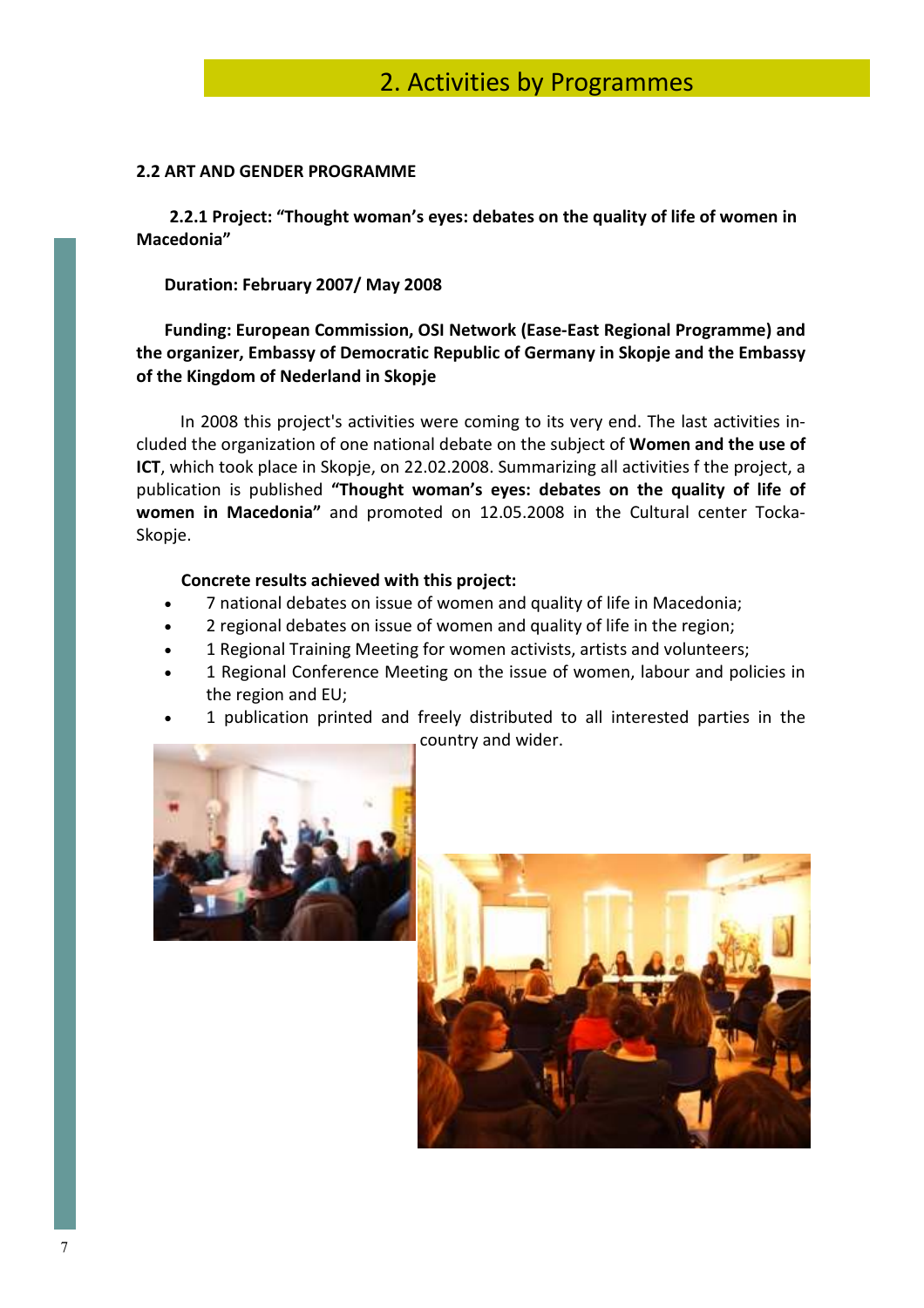# 2. Activities by Programmes

## 2.2 ART AND GENDER PROGRAMME

### 2.2.1 Project: "Thought woman's eyes: debates on the quality of life of women in Macedonia"

**Duration: February 2007/ May 2008**

**Funding: European Commission, OSI Network (Ease-East Regional Programme) and the organizer, Embassy of Democratic Republic of Germany in Skopje and the Embassy of the Kingdom of Nederland in Skopje**

In 2008 this project's activities were coming to its very end. The last activities included the organization of one national debate on the subject of **Women and the use of ICT**, which took place in Skopje, on 22.02.2008. Summarizing all activities f the project, a publication is published **"Thought woman's eyes: debates on the quality of life of women in Macedonia"** and promoted on 12.05.2008 in the Cultural center Tocka-Skopje.

**Concrete results achieved with this project:**

- 7 national debates on issue of women and quality of life in Macedonia;
- 2 regional debates on issue of women and quality of life in the region;
- 1 Regional Training Meeting for women activists, artists and volunteers;
- 1 Regional Conference Meeting on the issue of women, labour and policies in the region and EU;
- 1 publication printed and freely distributed to all interested parties in the country and wider.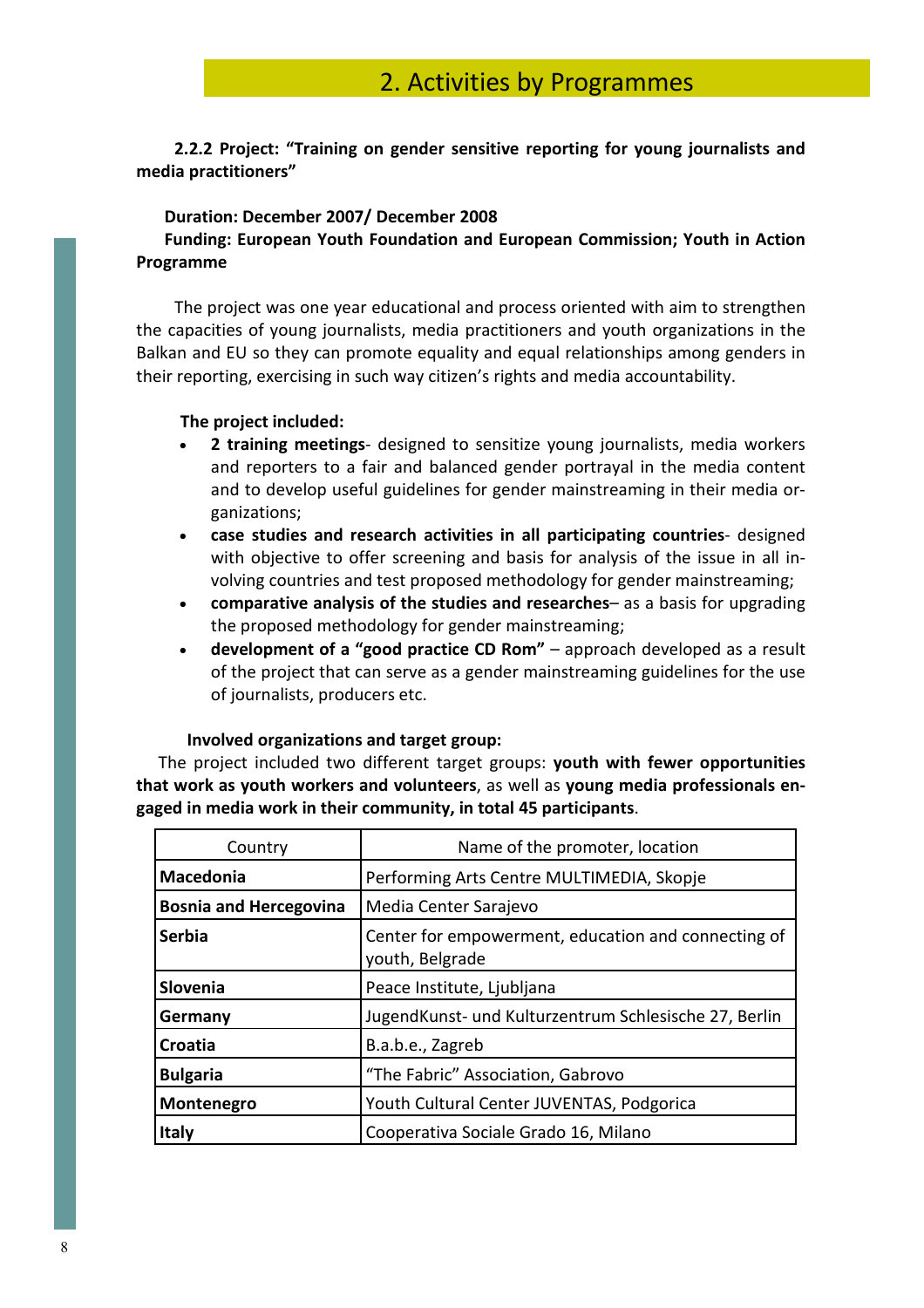## 2. Activities by Programmes

**2.2.2 Project: "Training on gender sensitive reporting for young journalists and media practitioners"**

**Duration: December 2007/ December 2008**

**Funding: European Youth Foundation and European Commission; Youth in Action Programme**

The project was one year educational and process oriented with aim to strengthen the capacities of young journalists, media practitioners and youth organizations in the Balkan and EU so they can promote equality and equal relationships among genders in their reporting, exercising in such way citizen's rights and media accountability.

**The project included:**

- **2 training meetings**- designed to sensitize young journalists, media workers and reporters to a fair and balanced gender portrayal in the media content and to develop useful guidelines for gender mainstreaming in their media organizations;
- **case studies and research activities in all participating countries**- designed with objective to offer screening and basis for analysis of the issue in all involving countries and test proposed methodology for gender mainstreaming;
- **comparative analysis of the studies and researches**– as a basis for upgrading the proposed methodology for gender mainstreaming;
- **development of a "good practice CD Rom"** – approach developed as a result of the project that can serve as a gender mainstreaming guidelines for the use of journalists, producers etc.

**Involved organizations and target group:**

The project included two different target groups: **youth with fewer opportunities that work as youth workers and volunteers**, as well as **young media professionals engaged in media work in their community, in total 45 participants**.

| Country | Name of the promoter, location |
|---|---|
| **Macedonia** | Performing Arts Centre MULTIMEDIA, Skopje |
| **Bosnia and Hercegovina** | Media Center Sarajevo |
| **Serbia** | Center for empowerment, education and connecting of youth, Belgrade |
| **Slovenia** | Peace Institute, Ljubljana |
| **Germany** | JugendKunst- und Kulturzentrum Schlesische 27, Berlin |
| **Croatia** | B.a.b.e., Zagreb |
| **Bulgaria** | "The Fabric" Association, Gabrovo |
| **Montenegro** | Youth Cultural Center JUVENTAS, Podgorica |
| **Italy** | Cooperativa Sociale Grado 16, Milano |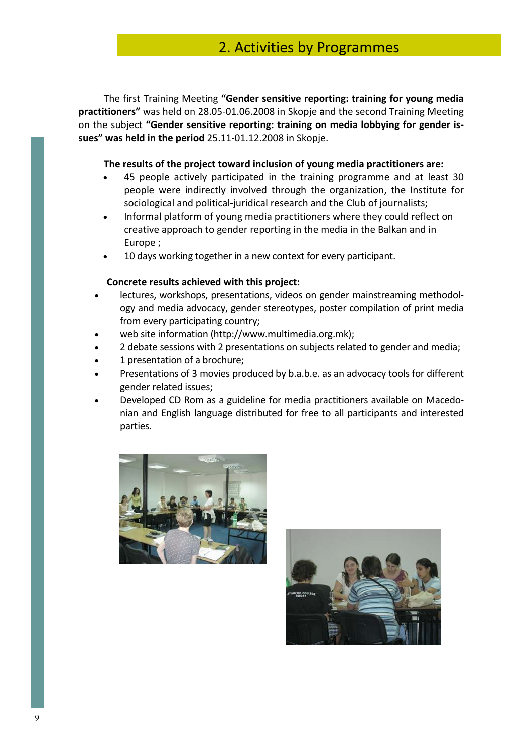## 2. Activities by Programmes

The first Training Meeting **"Gender sensitive reporting: training for young media practitioners"** was held on 28.05-01.06.2008 in Skopje **a**nd the second Training Meeting on the subject **"Gender sensitive reporting: training on media lobbying for gender issues" was held in the period** 25.11-01.12.2008 in Skopje.

**The results of the project toward inclusion of young media practitioners are:**

- 45 people actively participated in the training programme and at least 30 people were indirectly involved through the organization, the Institute for sociological and political-juridical research and the Club of journalists;
- Informal platform of young media practitioners where they could reflect on creative approach to gender reporting in the media in the Balkan and in Europe ;
- 10 days working together in a new context for every participant.

**Concrete results achieved with this project:**

- lectures, workshops, presentations, videos on gender mainstreaming methodology and media advocacy, gender stereotypes, poster compilation of print media from every participating country;
- web site information (http://www.multimedia.org.mk);
- 2 debate sessions with 2 presentations on subjects related to gender and media;
- 1 presentation of a brochure;
- Presentations of 3 movies produced by b.a.b.e. as an advocacy tools for different gender related issues;
- Developed CD Rom as a guideline for media practitioners available on Macedonian and English language distributed for free to all participants and interested parties.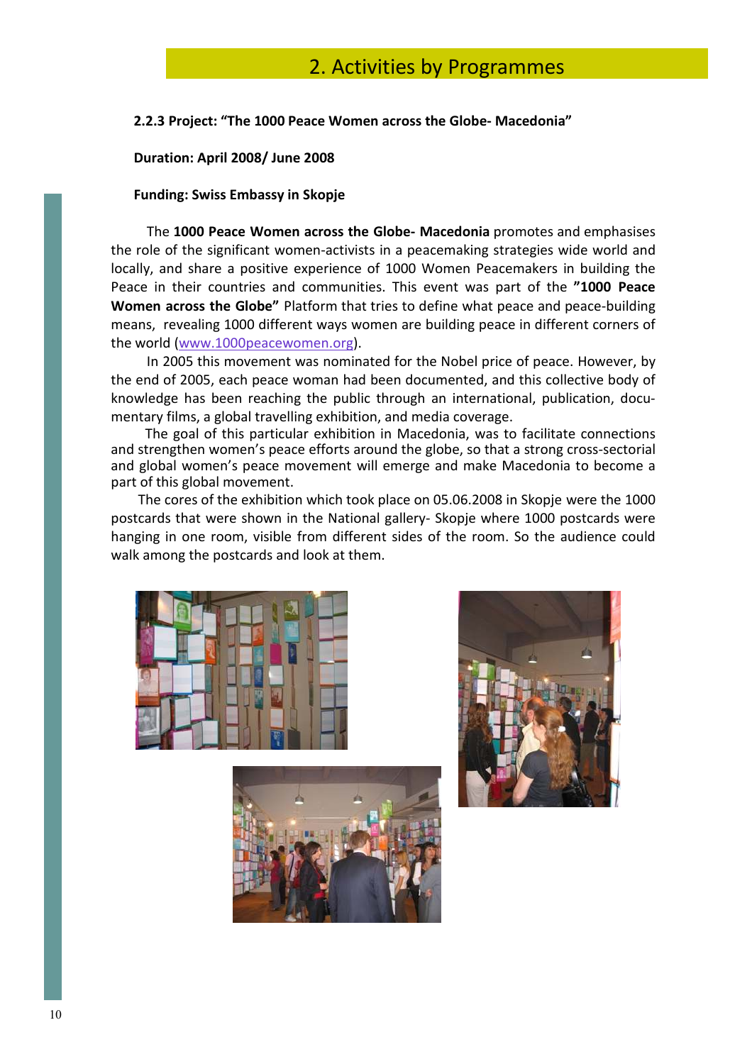## 2. Activities by Programmes

**2.2.3 Project: "The 1000 Peace Women across the Globe- Macedonia"**

**Duration: April 2008/ June 2008**

**Funding: Swiss Embassy in Skopje**

The **1000 Peace Women across the Globe- Macedonia** promotes and emphasises the role of the significant women-activists in a peacemaking strategies wide world and locally, and share a positive experience of 1000 Women Peacemakers in building the Peace in their countries and communities. This event was part of the **"1000 Peace Women across the Globe"** Platform that tries to define what peace and peace-building means, revealing 1000 different ways women are building peace in different corners of the world (www.1000peacewomen.org).

In 2005 this movement was nominated for the Nobel price of peace. However, by the end of 2005, each peace woman had been documented, and this collective body of knowledge has been reaching the public through an international, publication, documentary films, a global travelling exhibition, and media coverage.

The goal of this particular exhibition in Macedonia, was to facilitate connections and strengthen women's peace efforts around the globe, so that a strong cross-sectorial and global women's peace movement will emerge and make Macedonia to become a part of this global movement.

The cores of the exhibition which took place on 05.06.2008 in Skopje were the 1000 postcards that were shown in the National gallery- Skopje where 1000 postcards were hanging in one room, visible from different sides of the room. So the audience could walk among the postcards and look at them.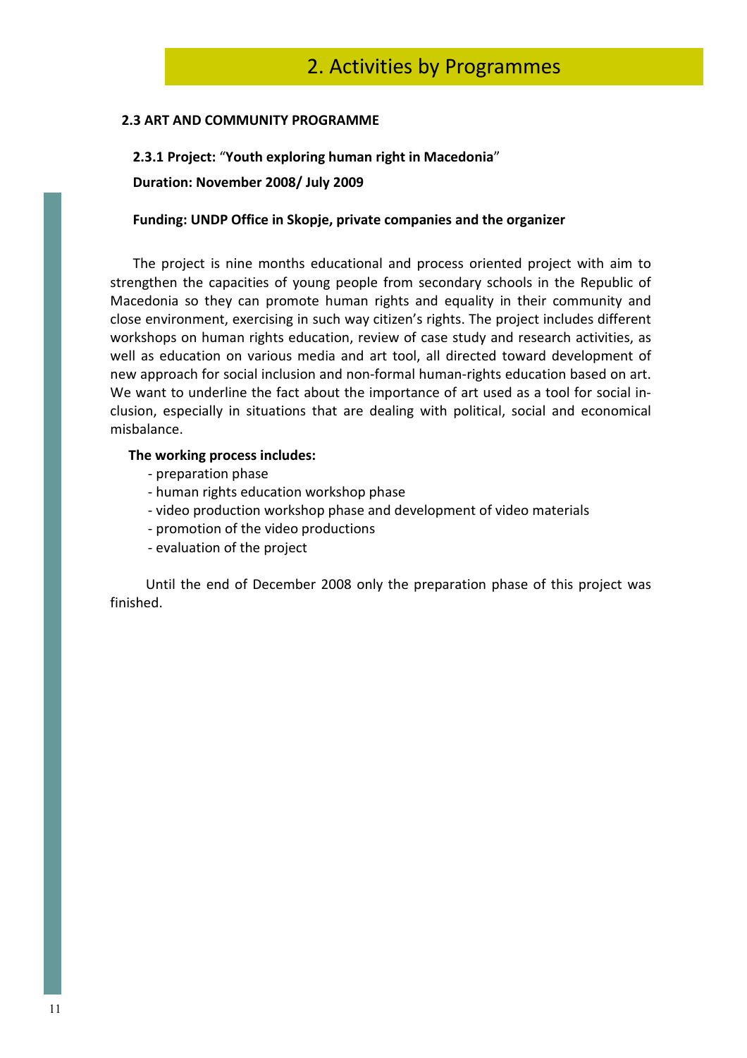# 2. Activities by Programmes

## 2.3 ART AND COMMUNITY PROGRAMME

### 2.3.1 Project: "Youth exploring human right in Macedonia"

**Duration: November 2008/ July 2009**

**Funding: UNDP Office in Skopje, private companies and the organizer**

The project is nine months educational and process oriented project with aim to strengthen the capacities of young people from secondary schools in the Republic of Macedonia so they can promote human rights and equality in their community and close environment, exercising in such way citizen's rights. The project includes different workshops on human rights education, review of case study and research activities, as well as education on various media and art tool, all directed toward development of new approach for social inclusion and non-formal human-rights education based on art. We want to underline the fact about the importance of art used as a tool for social inclusion, especially in situations that are dealing with political, social and economical misbalance.

**The working process includes:**

- preparation phase
- human rights education workshop phase
- video production workshop phase and development of video materials
- promotion of the video productions
- evaluation of the project

Until the end of December 2008 only the preparation phase of this project was finished.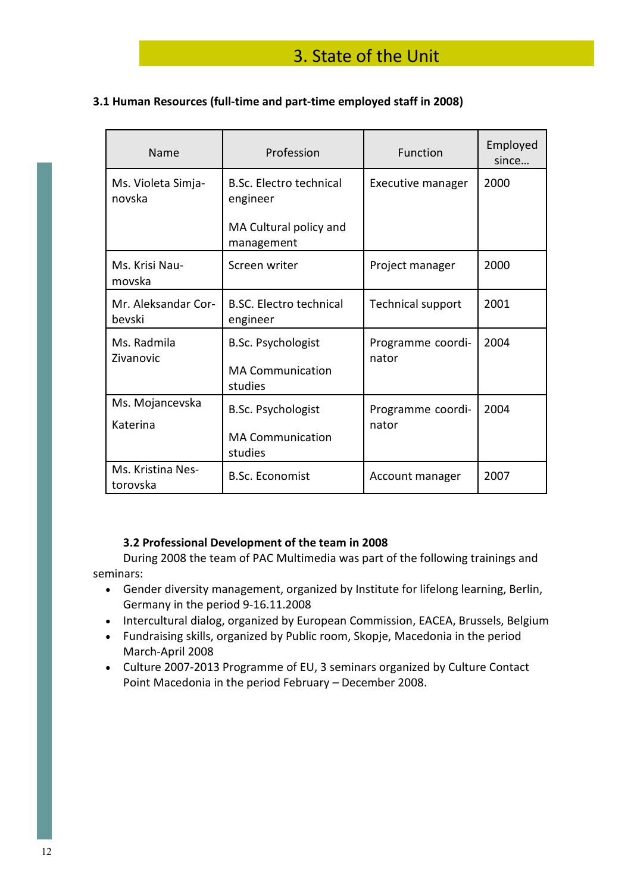# 3. State of the Unit

### 3.1 Human Resources (full-time and part-time employed staff in 2008)

| Name | Profession | Function | Employed since… |
|---|---|---|---|
| Ms. Violeta Simjanovska | B.Sc. Electro technical engineer<br><br>MA Cultural policy and management | Executive manager | 2000 |
| Ms. Krisi Naumovska | Screen writer | Project manager | 2000 |
| Mr. Aleksandar Corbevski | B.SC. Electro technical engineer | Technical support | 2001 |
| Ms. Radmila Zivanovic | B.Sc. Psychologist<br><br>MA Communication studies | Programme coordinator | 2004 |
| Ms. Mojancevska Katerina | B.Sc. Psychologist<br><br>MA Communication studies | Programme coordinator | 2004 |
| Ms. Kristina Nestorovska | B.Sc. Economist | Account manager | 2007 |

### 3.2 Professional Development of the team in 2008

During 2008 the team of PAC Multimedia was part of the following trainings and seminars:

- Gender diversity management, organized by Institute for lifelong learning, Berlin, Germany in the period 9-16.11.2008
- Intercultural dialog, organized by European Commission, EACEA, Brussels, Belgium
- Fundraising skills, organized by Public room, Skopje, Macedonia in the period March-April 2008
- Culture 2007-2013 Programme of EU, 3 seminars organized by Culture Contact Point Macedonia in the period February – December 2008.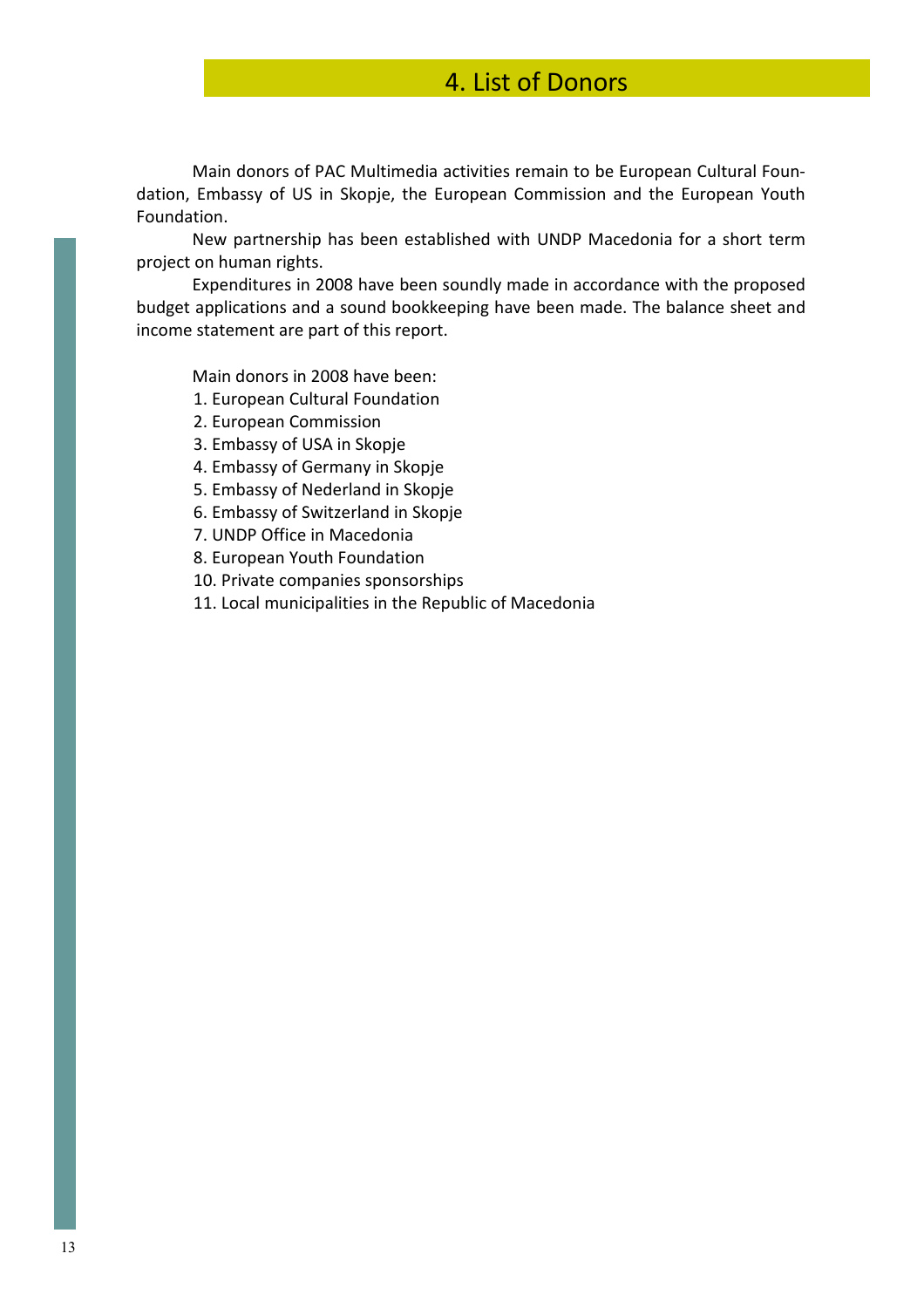# 4. List of Donors

Main donors of PAC Multimedia activities remain to be European Cultural Foundation, Embassy of US in Skopje, the European Commission and the European Youth Foundation.

New partnership has been established with UNDP Macedonia for a short term project on human rights.

Expenditures in 2008 have been soundly made in accordance with the proposed budget applications and a sound bookkeeping have been made. The balance sheet and income statement are part of this report.

Main donors in 2008 have been:

1. European Cultural Foundation
2. European Commission
3. Embassy of USA in Skopje
4. Embassy of Germany in Skopje
5. Embassy of Nederland in Skopje
6. Embassy of Switzerland in Skopje
7. UNDP Office in Macedonia
8. European Youth Foundation

10. Private companies sponsorships
11. Local municipalities in the Republic of Macedonia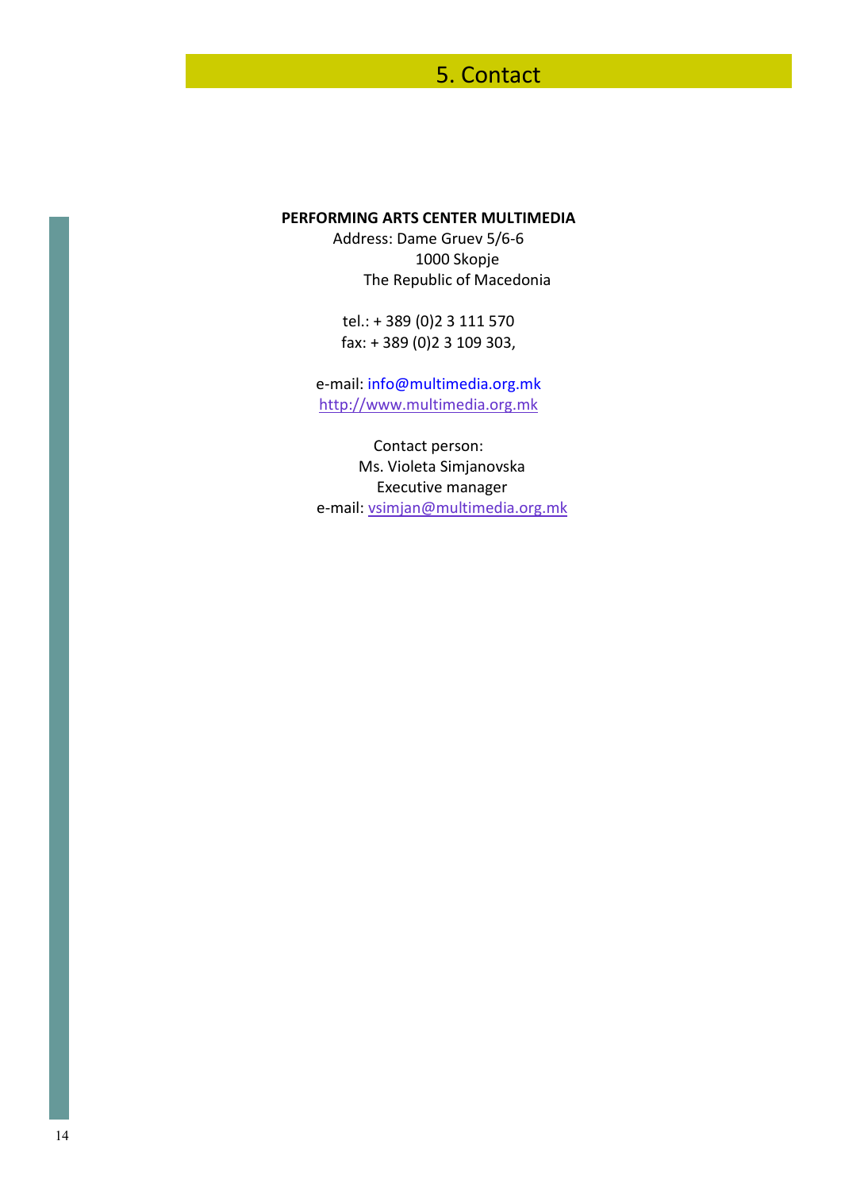# 5. Contact

**PERFORMING ARTS CENTER MULTIMEDIA**

Address: Dame Gruev 5/6-6
1000 Skopje
The Republic of Macedonia

tel.: + 389 (0)2 3 111 570
fax: + 389 (0)2 3 109 303,

e-mail: info@multimedia.org.mk
http://www.multimedia.org.mk

Contact person:
Ms. Violeta Simjanovska
Executive manager
e-mail: vsimjan@multimedia.org.mk